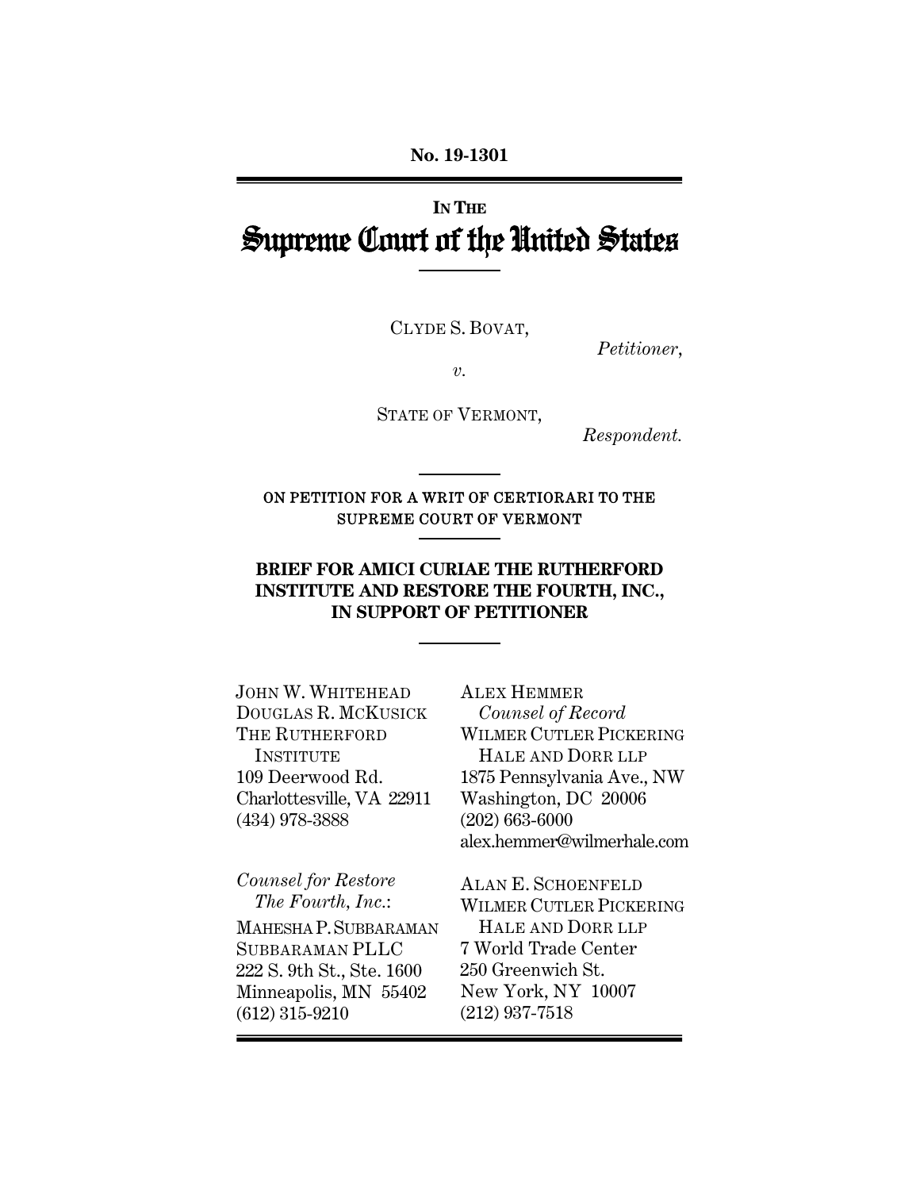**No. 19-1301**

**IN THE**

# Supreme Court of the United States

CLYDE S. BOVAT,

*Petitioner*,

*v.*

STATE OF VERMONT,

*Respondent.*

ON PETITION FOR A WRIT OF CERTIORARI TO THE SUPREME COURT OF VERMONT

**BRIEF FOR AMICI CURIAE THE RUTHERFORD INSTITUTE AND RESTORE THE FOURTH, INC., IN SUPPORT OF PETITIONER**

JOHN W. WHITEHEAD
DOUGLAS R. MCKUSICK
THE RUTHERFORD INSTITUTE
109 Deerwood Rd.
Charlottesville, VA 22911
(434) 978-3888

*Counsel for Restore The Fourth, Inc.*:
MAHESHA P. SUBBARAMAN
SUBBARAMAN PLLC
222 S. 9th St., Ste. 1600
Minneapolis, MN 55402
(612) 315-9210

ALEX HEMMER
*Counsel of Record*
WILMER CUTLER PICKERING HALE AND DORR LLP
1875 Pennsylvania Ave., NW
Washington, DC 20006
(202) 663-6000
alex.hemmer@wilmerhale.com

ALAN E. SCHOENFELD
WILMER CUTLER PICKERING HALE AND DORR LLP
7 World Trade Center
250 Greenwich St.
New York, NY 10007
(212) 937-7518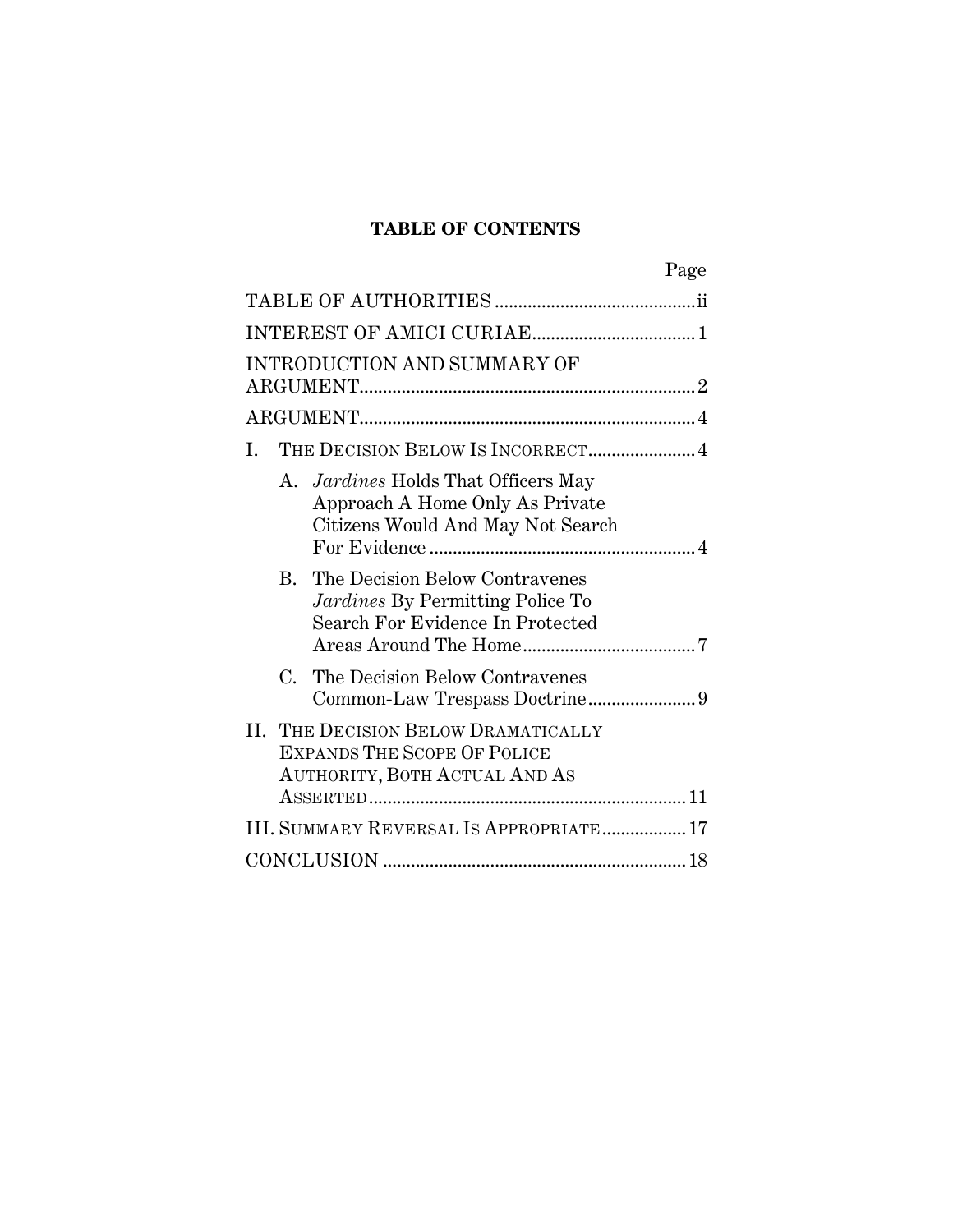# TABLE OF CONTENTS

| | Page |
|---|---|
| TABLE OF AUTHORITIES | ii |
| INTEREST OF AMICI CURIAE | 1 |
| INTRODUCTION AND SUMMARY OF ARGUMENT | 2 |
| ARGUMENT | 4 |
| I. THE DECISION BELOW IS INCORRECT | 4 |
| A. *Jardines* Holds That Officers May Approach A Home Only As Private Citizens Would And May Not Search For Evidence | 4 |
| B. The Decision Below Contravenes *Jardines* By Permitting Police To Search For Evidence In Protected Areas Around The Home | 7 |
| C. The Decision Below Contravenes Common-Law Trespass Doctrine | 9 |
| II. THE DECISION BELOW DRAMATICALLY EXPANDS THE SCOPE OF POLICE AUTHORITY, BOTH ACTUAL AND AS ASSERTED | 11 |
| III. SUMMARY REVERSAL IS APPROPRIATE | 17 |
| CONCLUSION | 18 |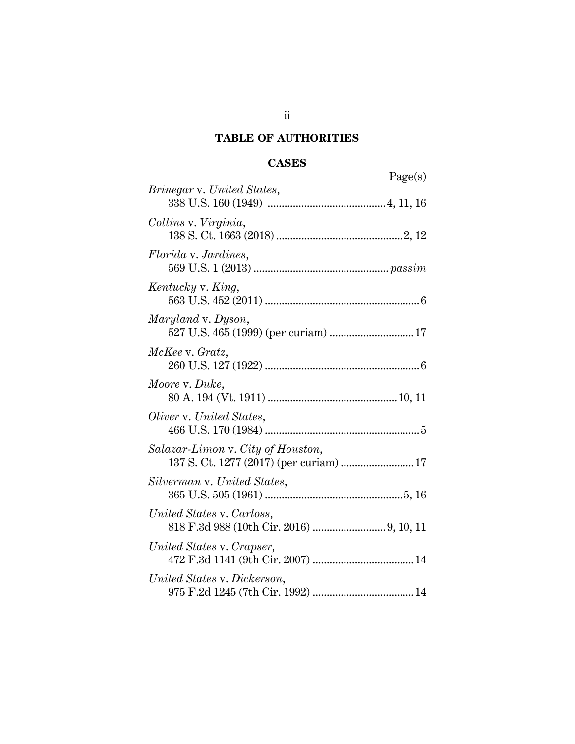## TABLE OF AUTHORITIES

### CASES

Page(s)

*Brinegar* v. *United States*,
338 U.S. 160 (1949) .......................................... 4, 11, 16

*Collins* v. *Virginia*,
138 S. Ct. 1663 (2018) ............................................ 2, 12

*Florida* v. *Jardines*,
569 U.S. 1 (2013) ............................................... *passim*

*Kentucky* v. *King*,
563 U.S. 452 (2011) ...................................................... 6

*Maryland* v. *Dyson*,
527 U.S. 465 (1999) (per curiam) .............................. 17

*McKee* v. *Gratz*,
260 U.S. 127 (1922) ...................................................... 6

*Moore* v. *Duke*,
80 A. 194 (Vt. 1911) ............................................. 10, 11

*Oliver* v. *United States*,
466 U.S. 170 (1984) ...................................................... 5

*Salazar-Limon* v. *City of Houston*,
137 S. Ct. 1277 (2017) (per curiam) .......................... 17

*Silverman* v. *United States*,
365 U.S. 505 (1961) ................................................ 5, 16

*United States* v. *Carloss*,
818 F.3d 988 (10th Cir. 2016) .......................... 9, 10, 11

*United States* v. *Crapser*,
472 F.3d 1141 (9th Cir. 2007) .................................... 14

*United States* v. *Dickerson*,
975 F.2d 1245 (7th Cir. 1992) .................................... 14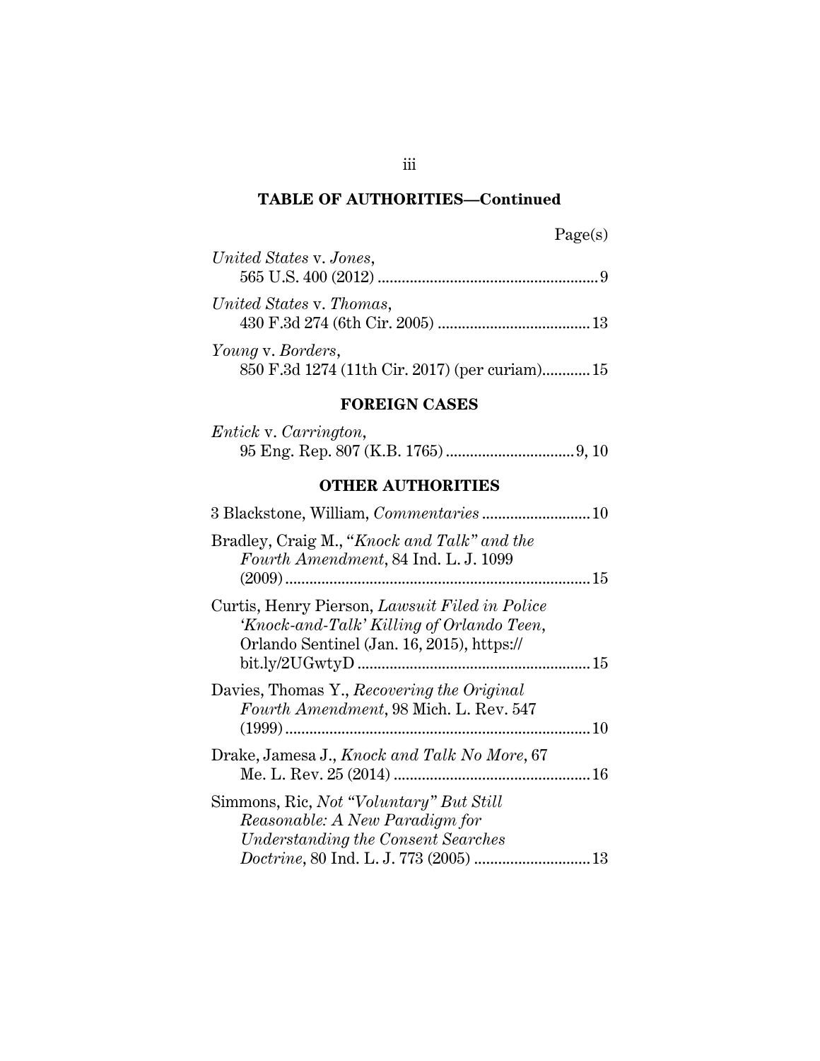## TABLE OF AUTHORITIES—Continued

Page(s)

*United States* v. *Jones*,
565 U.S. 400 (2012) ........................................................ 9

*United States* v. *Thomas*,
430 F.3d 274 (6th Cir. 2005) ...................................... 13

*Young* v. *Borders*,
850 F.3d 1274 (11th Cir. 2017) (per curiam)............ 15

### FOREIGN CASES

*Entick* v. *Carrington*,
95 Eng. Rep. 807 (K.B. 1765) ................................ 9, 10

### OTHER AUTHORITIES

3 Blackstone, William, *Commentaries* .......................... 10

Bradley, Craig M., *"Knock and Talk" and the Fourth Amendment*, 84 Ind. L. J. 1099 (2009) ............................................................................ 15

Curtis, Henry Pierson, *Lawsuit Filed in Police 'Knock-and-Talk' Killing of Orlando Teen*, Orlando Sentinel (Jan. 16, 2015), https://bit.ly/2UGwtyD ......................................................... 15

Davies, Thomas Y., *Recovering the Original Fourth Amendment*, 98 Mich. L. Rev. 547 (1999) ............................................................................ 10

Drake, Jamesa J., *Knock and Talk No More*, 67 Me. L. Rev. 25 (2014) ................................................. 16

Simmons, Ric, *Not "Voluntary" But Still Reasonable: A New Paradigm for Understanding the Consent Searches Doctrine*, 80 Ind. L. J. 773 (2005) ............................ 13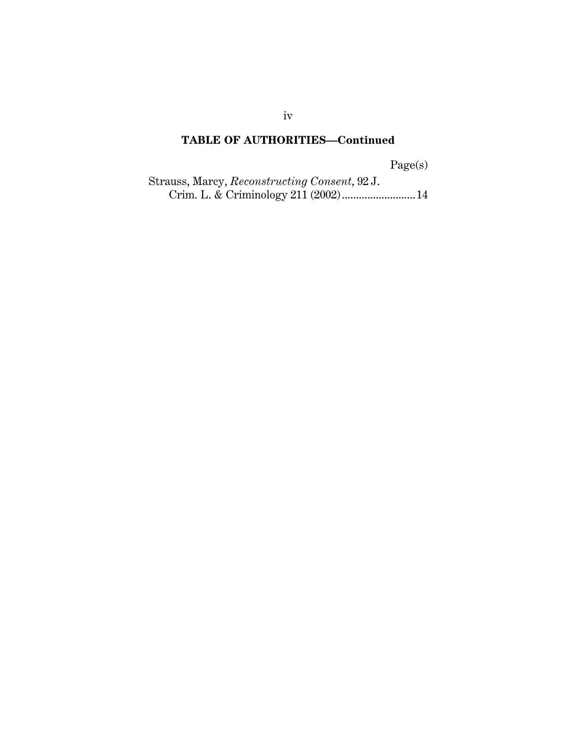## TABLE OF AUTHORITIES—Continued

Page(s)

Strauss, Marcy, *Reconstructing Consent*, 92 J. Crim. L. & Criminology 211 (2002) .......................... 14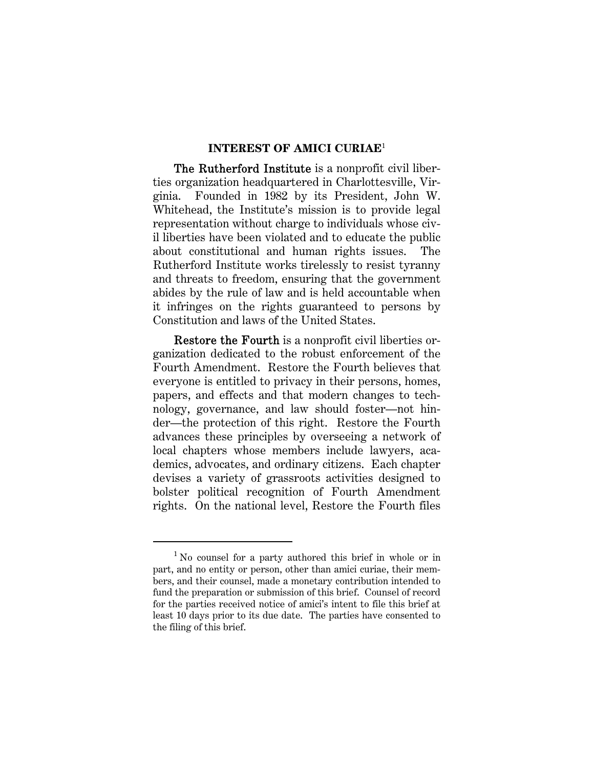## INTEREST OF AMICI CURIAE[1]

**The Rutherford Institute** is a nonprofit civil liberties organization headquartered in Charlottesville, Virginia. Founded in 1982 by its President, John W. Whitehead, the Institute's mission is to provide legal representation without charge to individuals whose civil liberties have been violated and to educate the public about constitutional and human rights issues. The Rutherford Institute works tirelessly to resist tyranny and threats to freedom, ensuring that the government abides by the rule of law and is held accountable when it infringes on the rights guaranteed to persons by Constitution and laws of the United States.

**Restore the Fourth** is a nonprofit civil liberties organization dedicated to the robust enforcement of the Fourth Amendment. Restore the Fourth believes that everyone is entitled to privacy in their persons, homes, papers, and effects and that modern changes to technology, governance, and law should foster—not hinder—the protection of this right. Restore the Fourth advances these principles by overseeing a network of local chapters whose members include lawyers, academics, advocates, and ordinary citizens. Each chapter devises a variety of grassroots activities designed to bolster political recognition of Fourth Amendment rights. On the national level, Restore the Fourth files

---

[1] No counsel for a party authored this brief in whole or in part, and no entity or person, other than amici curiae, their members, and their counsel, made a monetary contribution intended to fund the preparation or submission of this brief. Counsel of record for the parties received notice of amici's intent to file this brief at least 10 days prior to its due date. The parties have consented to the filing of this brief.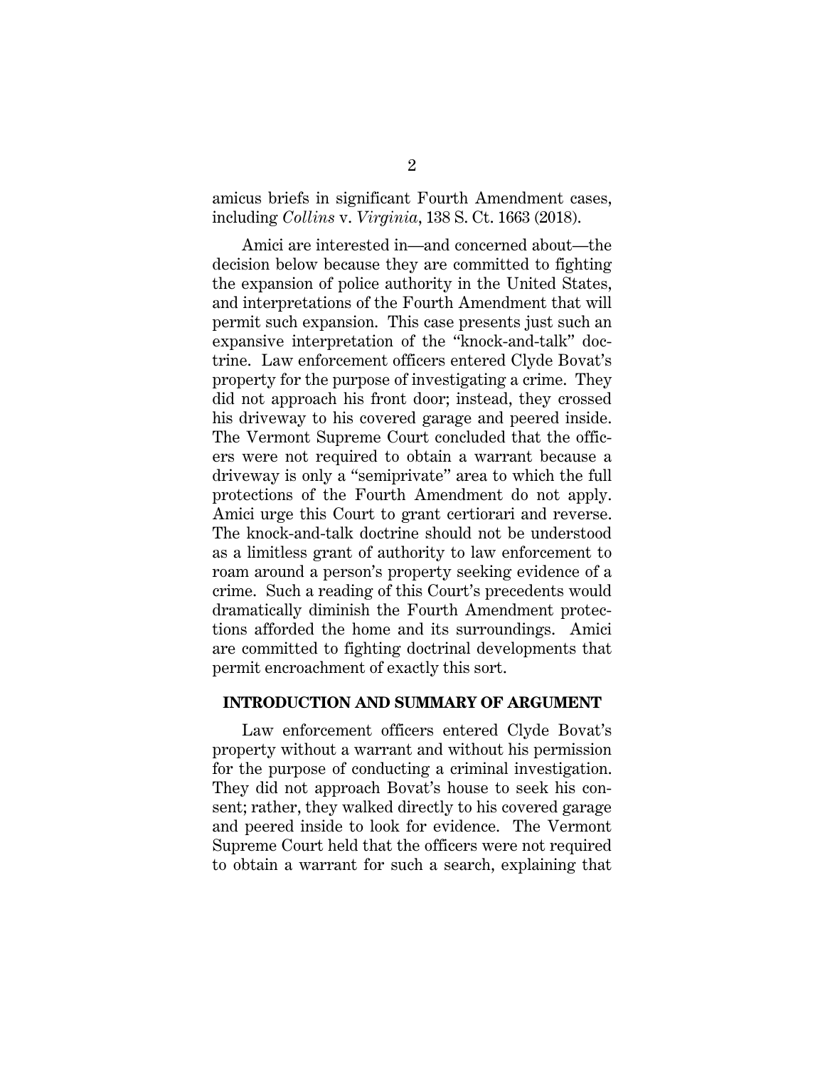amicus briefs in significant Fourth Amendment cases, including *Collins* v. *Virginia*, 138 S. Ct. 1663 (2018).

Amici are interested in—and concerned about—the decision below because they are committed to fighting the expansion of police authority in the United States, and interpretations of the Fourth Amendment that will permit such expansion. This case presents just such an expansive interpretation of the "knock-and-talk" doctrine. Law enforcement officers entered Clyde Bovat's property for the purpose of investigating a crime. They did not approach his front door; instead, they crossed his driveway to his covered garage and peered inside. The Vermont Supreme Court concluded that the officers were not required to obtain a warrant because a driveway is only a "semiprivate" area to which the full protections of the Fourth Amendment do not apply. Amici urge this Court to grant certiorari and reverse. The knock-and-talk doctrine should not be understood as a limitless grant of authority to law enforcement to roam around a person's property seeking evidence of a crime. Such a reading of this Court's precedents would dramatically diminish the Fourth Amendment protections afforded the home and its surroundings. Amici are committed to fighting doctrinal developments that permit encroachment of exactly this sort.

## INTRODUCTION AND SUMMARY OF ARGUMENT

Law enforcement officers entered Clyde Bovat's property without a warrant and without his permission for the purpose of conducting a criminal investigation. They did not approach Bovat's house to seek his consent; rather, they walked directly to his covered garage and peered inside to look for evidence. The Vermont Supreme Court held that the officers were not required to obtain a warrant for such a search, explaining that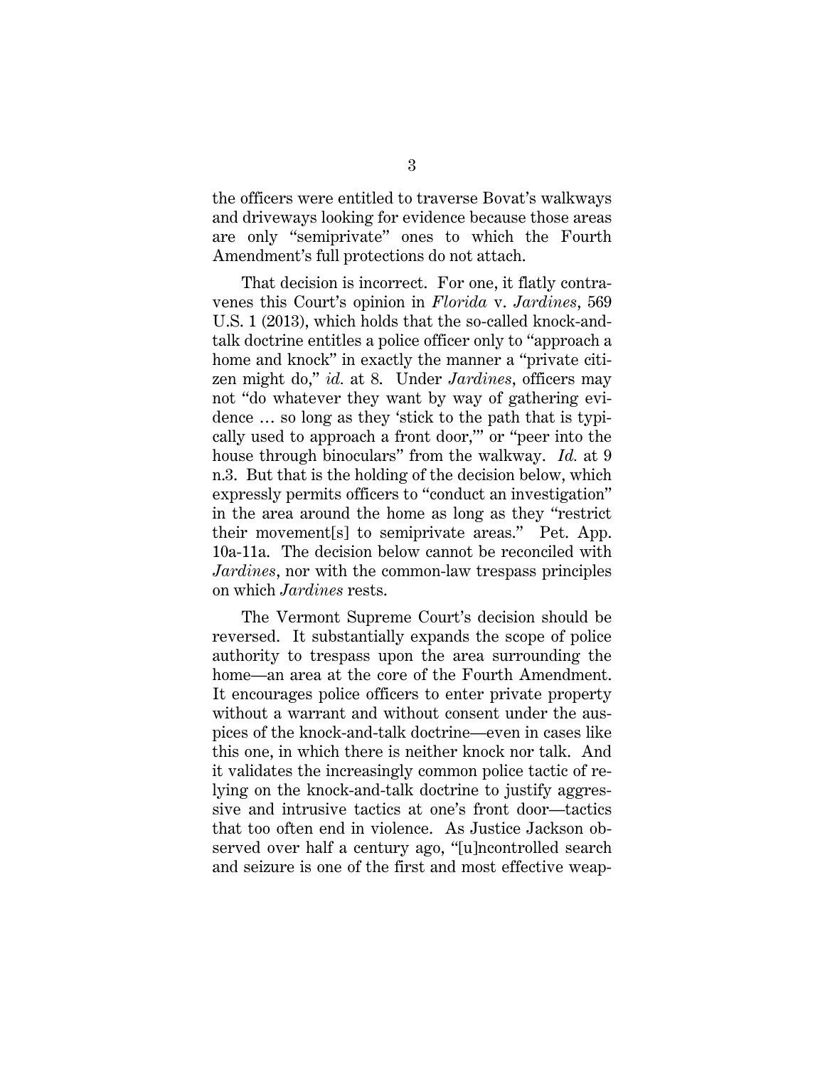the officers were entitled to traverse Bovat's walkways and driveways looking for evidence because those areas are only "semiprivate" ones to which the Fourth Amendment's full protections do not attach.

That decision is incorrect. For one, it flatly contravenes this Court's opinion in *Florida* v. *Jardines*, 569 U.S. 1 (2013), which holds that the so-called knock-and-talk doctrine entitles a police officer only to "approach a home and knock" in exactly the manner a "private citizen might do," *id.* at 8. Under *Jardines*, officers may not "do whatever they want by way of gathering evidence … so long as they 'stick to the path that is typically used to approach a front door,'" or "peer into the house through binoculars" from the walkway. *Id.* at 9 n.3. But that is the holding of the decision below, which expressly permits officers to "conduct an investigation" in the area around the home as long as they "restrict their movement[s] to semiprivate areas." Pet. App. 10a-11a. The decision below cannot be reconciled with *Jardines*, nor with the common-law trespass principles on which *Jardines* rests.

The Vermont Supreme Court's decision should be reversed. It substantially expands the scope of police authority to trespass upon the area surrounding the home—an area at the core of the Fourth Amendment. It encourages police officers to enter private property without a warrant and without consent under the auspices of the knock-and-talk doctrine—even in cases like this one, in which there is neither knock nor talk. And it validates the increasingly common police tactic of relying on the knock-and-talk doctrine to justify aggressive and intrusive tactics at one's front door—tactics that too often end in violence. As Justice Jackson observed over half a century ago, "[u]ncontrolled search and seizure is one of the first and most effective weap-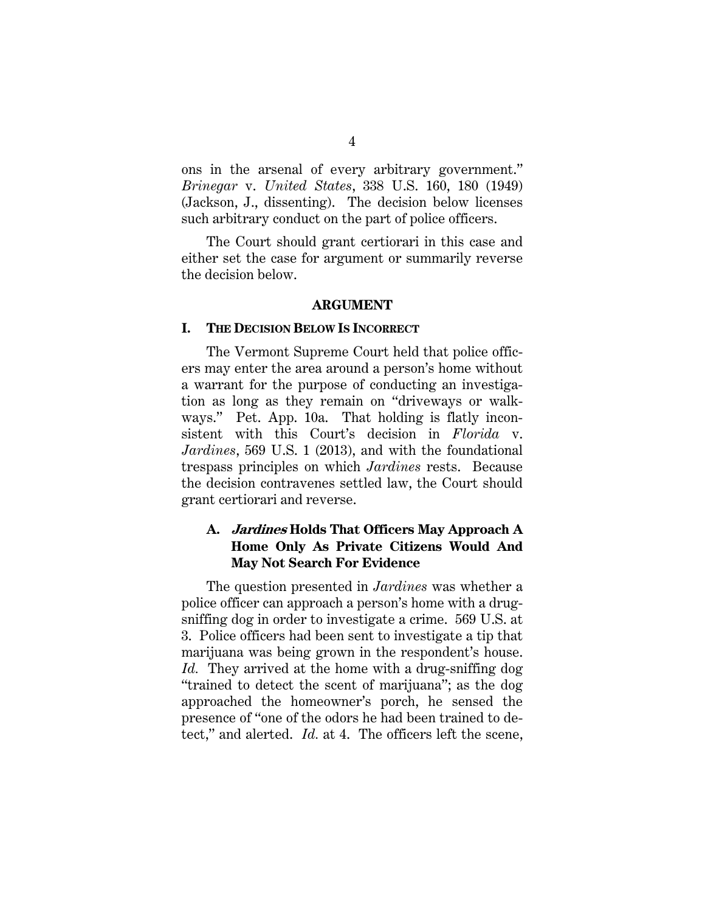ons in the arsenal of every arbitrary government." *Brinegar* v. *United States*, 338 U.S. 160, 180 (1949) (Jackson, J., dissenting). The decision below licenses such arbitrary conduct on the part of police officers.

The Court should grant certiorari in this case and either set the case for argument or summarily reverse the decision below.

## ARGUMENT

### I. THE DECISION BELOW IS INCORRECT

The Vermont Supreme Court held that police officers may enter the area around a person's home without a warrant for the purpose of conducting an investigation as long as they remain on "driveways or walkways." Pet. App. 10a. That holding is flatly inconsistent with this Court's decision in *Florida* v. *Jardines*, 569 U.S. 1 (2013), and with the foundational trespass principles on which *Jardines* rests. Because the decision contravenes settled law, the Court should grant certiorari and reverse.

#### A. *Jardines* Holds That Officers May Approach A Home Only As Private Citizens Would And May Not Search For Evidence

The question presented in *Jardines* was whether a police officer can approach a person's home with a drug-sniffing dog in order to investigate a crime. 569 U.S. at 3. Police officers had been sent to investigate a tip that marijuana was being grown in the respondent's house. *Id.* They arrived at the home with a drug-sniffing dog "trained to detect the scent of marijuana"; as the dog approached the homeowner's porch, he sensed the presence of "one of the odors he had been trained to detect," and alerted. *Id.* at 4. The officers left the scene,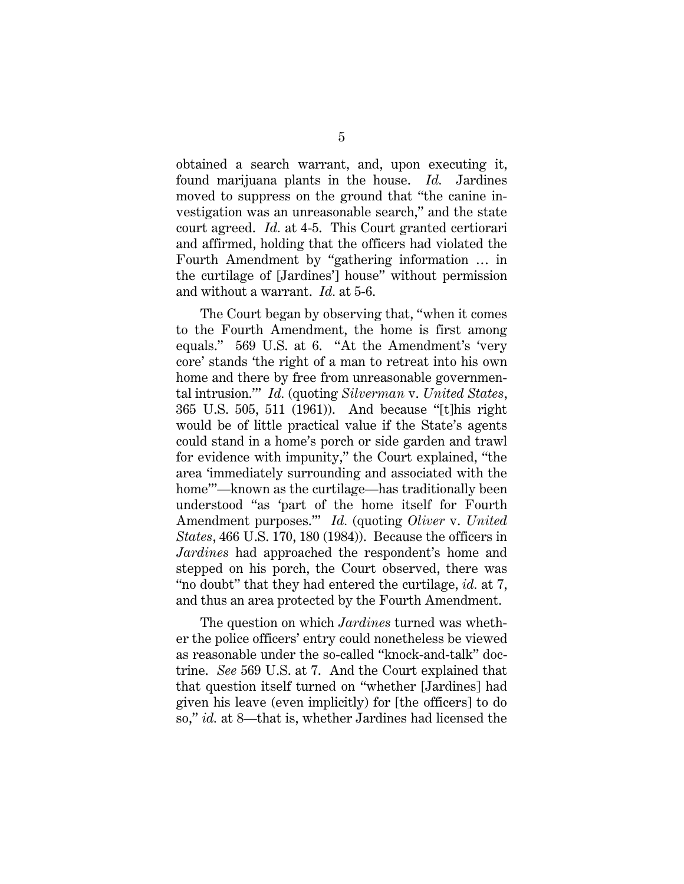obtained a search warrant, and, upon executing it, found marijuana plants in the house. *Id.* Jardines moved to suppress on the ground that "the canine investigation was an unreasonable search," and the state court agreed. *Id.* at 4-5. This Court granted certiorari and affirmed, holding that the officers had violated the Fourth Amendment by "gathering information … in the curtilage of [Jardines'] house" without permission and without a warrant. *Id.* at 5-6.

The Court began by observing that, "when it comes to the Fourth Amendment, the home is first among equals." 569 U.S. at 6. "At the Amendment's 'very core' stands 'the right of a man to retreat into his own home and there by free from unreasonable governmental intrusion.'" *Id.* (quoting *Silverman* v. *United States*, 365 U.S. 505, 511 (1961)). And because "[t]his right would be of little practical value if the State's agents could stand in a home's porch or side garden and trawl for evidence with impunity," the Court explained, "the area 'immediately surrounding and associated with the home'"—known as the curtilage—has traditionally been understood "as 'part of the home itself for Fourth Amendment purposes.'" *Id.* (quoting *Oliver* v. *United States*, 466 U.S. 170, 180 (1984)). Because the officers in *Jardines* had approached the respondent's home and stepped on his porch, the Court observed, there was "no doubt" that they had entered the curtilage, *id.* at 7, and thus an area protected by the Fourth Amendment.

The question on which *Jardines* turned was whether the police officers' entry could nonetheless be viewed as reasonable under the so-called "knock-and-talk" doctrine. *See* 569 U.S. at 7. And the Court explained that that question itself turned on "whether [Jardines] had given his leave (even implicitly) for [the officers] to do so," *id.* at 8—that is, whether Jardines had licensed the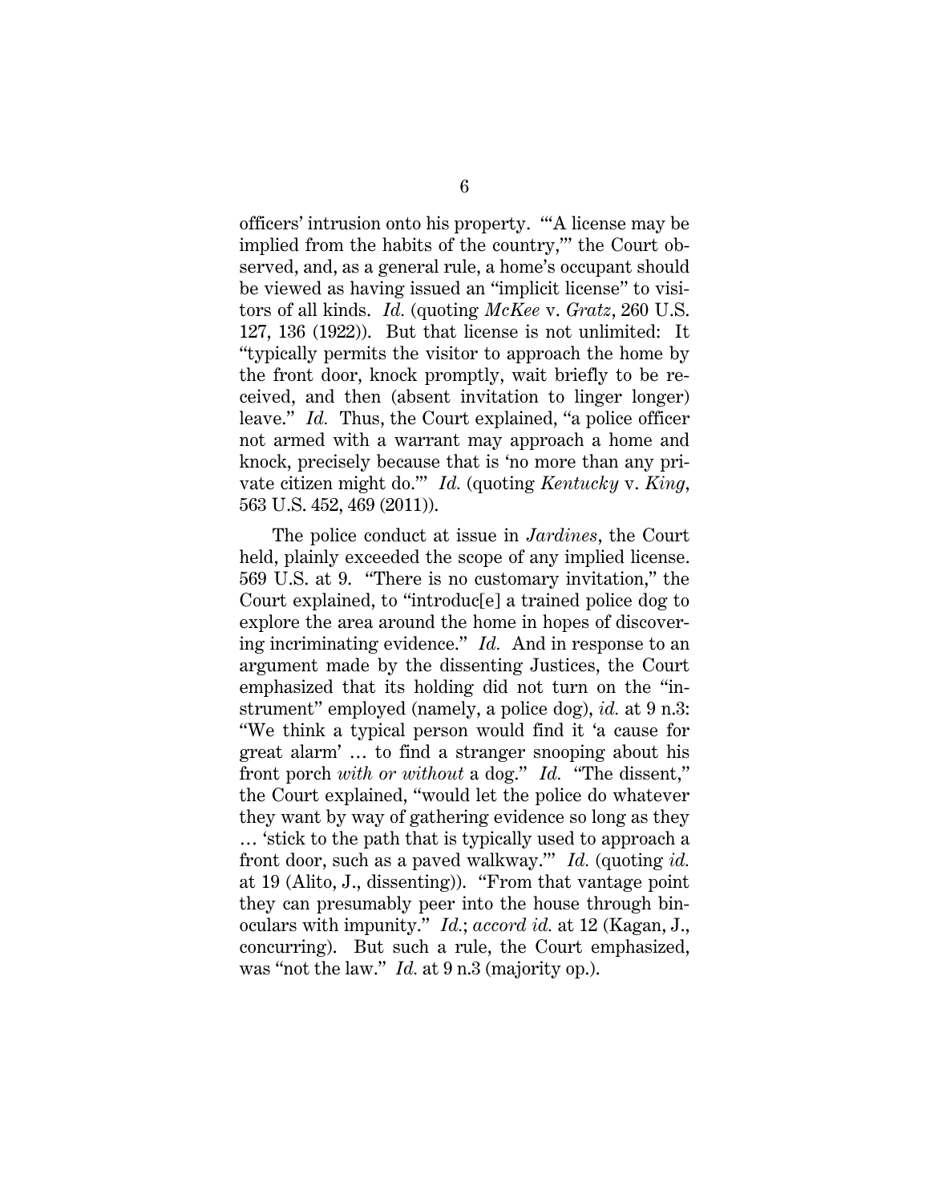officers' intrusion onto his property. "'A license may be implied from the habits of the country,'" the Court observed, and, as a general rule, a home's occupant should be viewed as having issued an "implicit license" to visitors of all kinds. *Id.* (quoting *McKee* v. *Gratz*, 260 U.S. 127, 136 (1922)). But that license is not unlimited: It "typically permits the visitor to approach the home by the front door, knock promptly, wait briefly to be received, and then (absent invitation to linger longer) leave." *Id.* Thus, the Court explained, "a police officer not armed with a warrant may approach a home and knock, precisely because that is 'no more than any private citizen might do.'" *Id.* (quoting *Kentucky* v. *King*, 563 U.S. 452, 469 (2011)).

The police conduct at issue in *Jardines*, the Court held, plainly exceeded the scope of any implied license. 569 U.S. at 9. "There is no customary invitation," the Court explained, to "introduc[e] a trained police dog to explore the area around the home in hopes of discovering incriminating evidence." *Id.* And in response to an argument made by the dissenting Justices, the Court emphasized that its holding did not turn on the "instrument" employed (namely, a police dog), *id.* at 9 n.3: "We think a typical person would find it 'a cause for great alarm' … to find a stranger snooping about his front porch *with or without* a dog." *Id.* "The dissent," the Court explained, "would let the police do whatever they want by way of gathering evidence so long as they … 'stick to the path that is typically used to approach a front door, such as a paved walkway.'" *Id.* (quoting *id.* at 19 (Alito, J., dissenting)). "From that vantage point they can presumably peer into the house through binoculars with impunity." *Id.*; *accord id.* at 12 (Kagan, J., concurring). But such a rule, the Court emphasized, was "not the law." *Id.* at 9 n.3 (majority op.).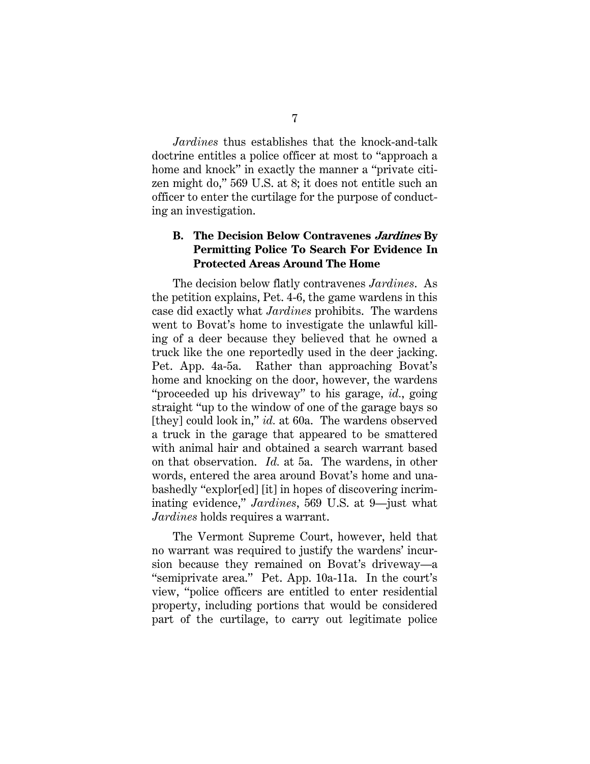*Jardines* thus establishes that the knock-and-talk doctrine entitles a police officer at most to "approach a home and knock" in exactly the manner a "private citizen might do," 569 U.S. at 8; it does not entitle such an officer to enter the curtilage for the purpose of conducting an investigation.

### B. The Decision Below Contravenes *Jardines* By Permitting Police To Search For Evidence In Protected Areas Around The Home

The decision below flatly contravenes *Jardines*. As the petition explains, Pet. 4-6, the game wardens in this case did exactly what *Jardines* prohibits. The wardens went to Bovat's home to investigate the unlawful killing of a deer because they believed that he owned a truck like the one reportedly used in the deer jacking. Pet. App. 4a-5a. Rather than approaching Bovat's home and knocking on the door, however, the wardens "proceeded up his driveway" to his garage, *id.*, going straight "up to the window of one of the garage bays so [they] could look in," *id.* at 60a. The wardens observed a truck in the garage that appeared to be smattered with animal hair and obtained a search warrant based on that observation. *Id.* at 5a. The wardens, in other words, entered the area around Bovat's home and unabashedly "explor[ed] [it] in hopes of discovering incriminating evidence," *Jardines*, 569 U.S. at 9—just what *Jardines* holds requires a warrant.

The Vermont Supreme Court, however, held that no warrant was required to justify the wardens' incursion because they remained on Bovat's driveway—a "semiprivate area." Pet. App. 10a-11a. In the court's view, "police officers are entitled to enter residential property, including portions that would be considered part of the curtilage, to carry out legitimate police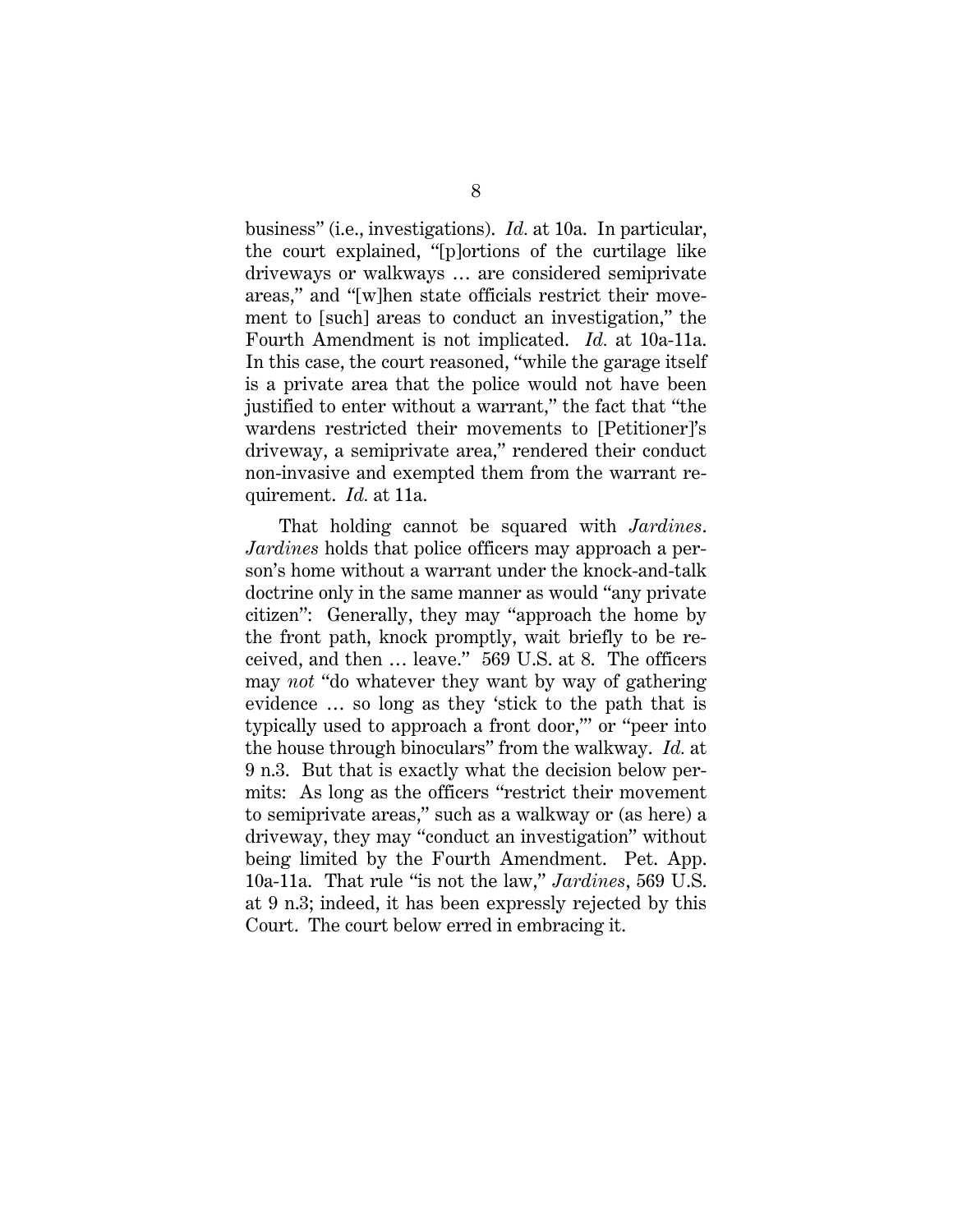business" (i.e., investigations). *Id.* at 10a. In particular, the court explained, "[p]ortions of the curtilage like driveways or walkways … are considered semiprivate areas," and "[w]hen state officials restrict their movement to [such] areas to conduct an investigation," the Fourth Amendment is not implicated. *Id.* at 10a-11a. In this case, the court reasoned, "while the garage itself is a private area that the police would not have been justified to enter without a warrant," the fact that "the wardens restricted their movements to [Petitioner]'s driveway, a semiprivate area," rendered their conduct non-invasive and exempted them from the warrant requirement. *Id.* at 11a.

That holding cannot be squared with *Jardines*. *Jardines* holds that police officers may approach a person's home without a warrant under the knock-and-talk doctrine only in the same manner as would "any private citizen": Generally, they may "approach the home by the front path, knock promptly, wait briefly to be received, and then … leave." 569 U.S. at 8. The officers may *not* "do whatever they want by way of gathering evidence … so long as they 'stick to the path that is typically used to approach a front door,'" or "peer into the house through binoculars" from the walkway. *Id.* at 9 n.3. But that is exactly what the decision below permits: As long as the officers "restrict their movement to semiprivate areas," such as a walkway or (as here) a driveway, they may "conduct an investigation" without being limited by the Fourth Amendment. Pet. App. 10a-11a. That rule "is not the law," *Jardines*, 569 U.S. at 9 n.3; indeed, it has been expressly rejected by this Court. The court below erred in embracing it.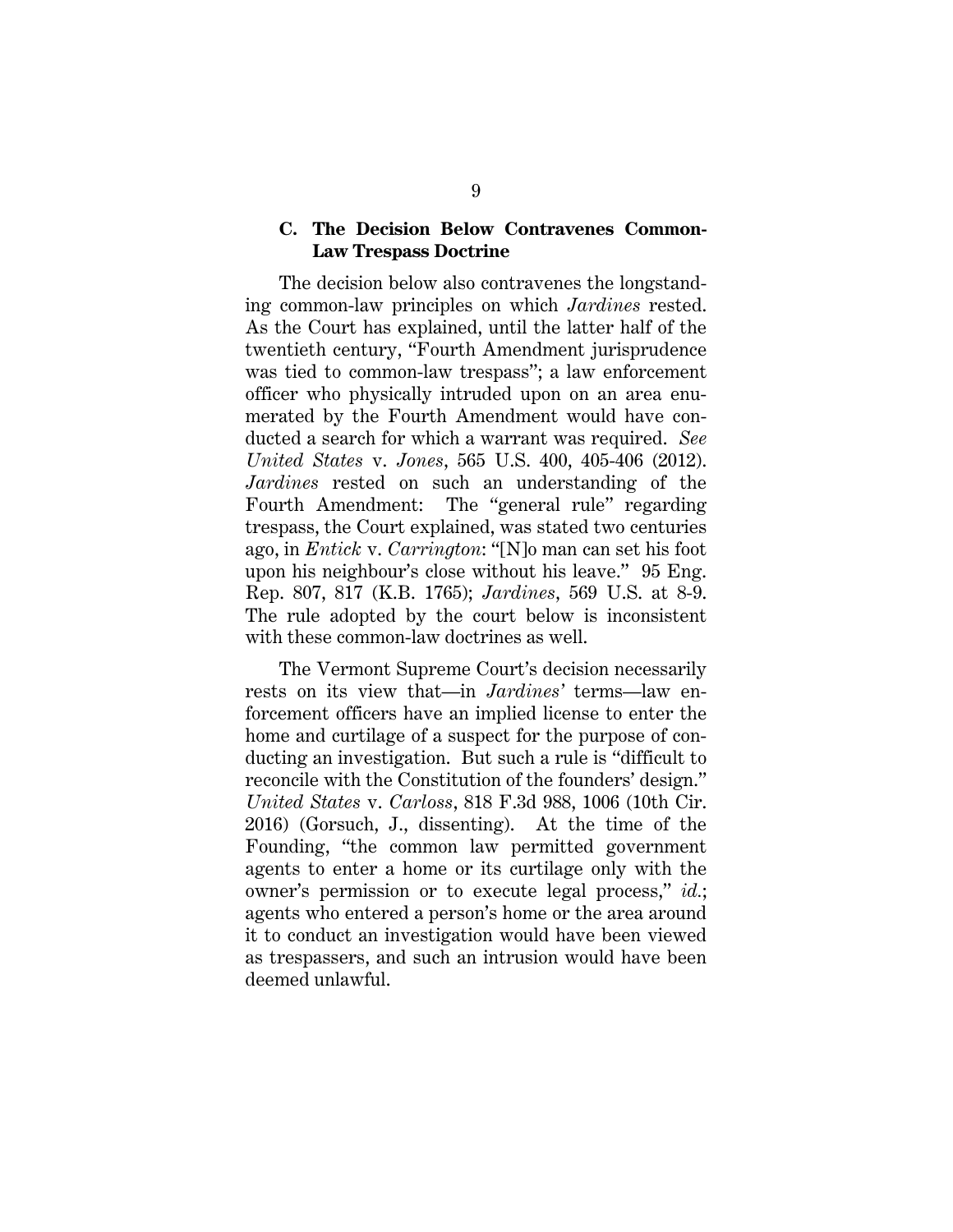### C. The Decision Below Contravenes Common-Law Trespass Doctrine

The decision below also contravenes the longstanding common-law principles on which *Jardines* rested. As the Court has explained, until the latter half of the twentieth century, "Fourth Amendment jurisprudence was tied to common-law trespass"; a law enforcement officer who physically intruded upon on an area enumerated by the Fourth Amendment would have conducted a search for which a warrant was required. *See United States* v. *Jones*, 565 U.S. 400, 405-406 (2012). *Jardines* rested on such an understanding of the Fourth Amendment: The "general rule" regarding trespass, the Court explained, was stated two centuries ago, in *Entick* v. *Carrington*: "[N]o man can set his foot upon his neighbour's close without his leave." 95 Eng. Rep. 807, 817 (K.B. 1765); *Jardines*, 569 U.S. at 8-9. The rule adopted by the court below is inconsistent with these common-law doctrines as well.

The Vermont Supreme Court's decision necessarily rests on its view that—in *Jardines'* terms—law enforcement officers have an implied license to enter the home and curtilage of a suspect for the purpose of conducting an investigation. But such a rule is "difficult to reconcile with the Constitution of the founders' design." *United States* v. *Carloss*, 818 F.3d 988, 1006 (10th Cir. 2016) (Gorsuch, J., dissenting). At the time of the Founding, "the common law permitted government agents to enter a home or its curtilage only with the owner's permission or to execute legal process," *id.*; agents who entered a person's home or the area around it to conduct an investigation would have been viewed as trespassers, and such an intrusion would have been deemed unlawful.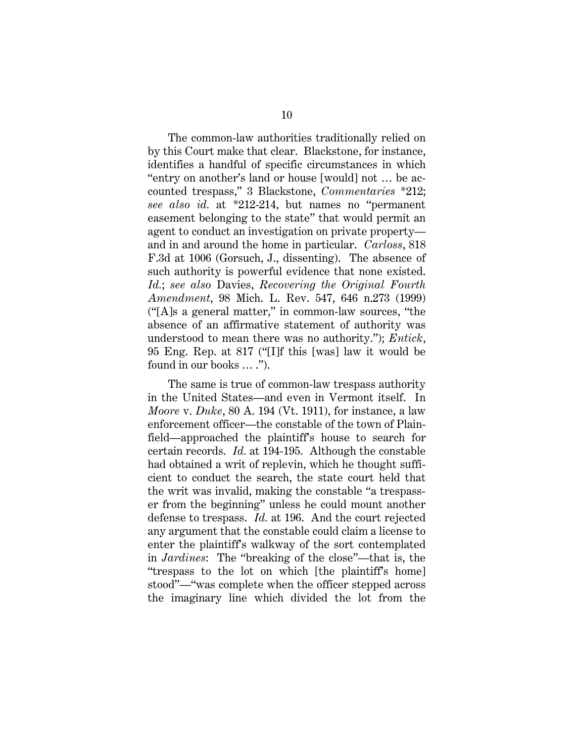The common-law authorities traditionally relied on by this Court make that clear. Blackstone, for instance, identifies a handful of specific circumstances in which "entry on another's land or house [would] not … be accounted trespass," 3 Blackstone, *Commentaries* *212; *see also id.* at *212-214, but names no "permanent easement belonging to the state" that would permit an agent to conduct an investigation on private property—and in and around the home in particular. *Carloss*, 818 F.3d at 1006 (Gorsuch, J., dissenting). The absence of such authority is powerful evidence that none existed. *Id.*; *see also* Davies, *Recovering the Original Fourth Amendment*, 98 Mich. L. Rev. 547, 646 n.273 (1999) ("[A]s a general matter," in common-law sources, "the absence of an affirmative statement of authority was understood to mean there was no authority."); *Entick*, 95 Eng. Rep. at 817 ("[I]f this [was] law it would be found in our books … .").

The same is true of common-law trespass authority in the United States—and even in Vermont itself. In *Moore* v. *Duke*, 80 A. 194 (Vt. 1911), for instance, a law enforcement officer—the constable of the town of Plainfield—approached the plaintiff's house to search for certain records. *Id.* at 194-195. Although the constable had obtained a writ of replevin, which he thought sufficient to conduct the search, the state court held that the writ was invalid, making the constable "a trespasser from the beginning" unless he could mount another defense to trespass. *Id.* at 196. And the court rejected any argument that the constable could claim a license to enter the plaintiff's walkway of the sort contemplated in *Jardines*: The "breaking of the close"—that is, the "trespass to the lot on which [the plaintiff's home] stood"—"was complete when the officer stepped across the imaginary line which divided the lot from the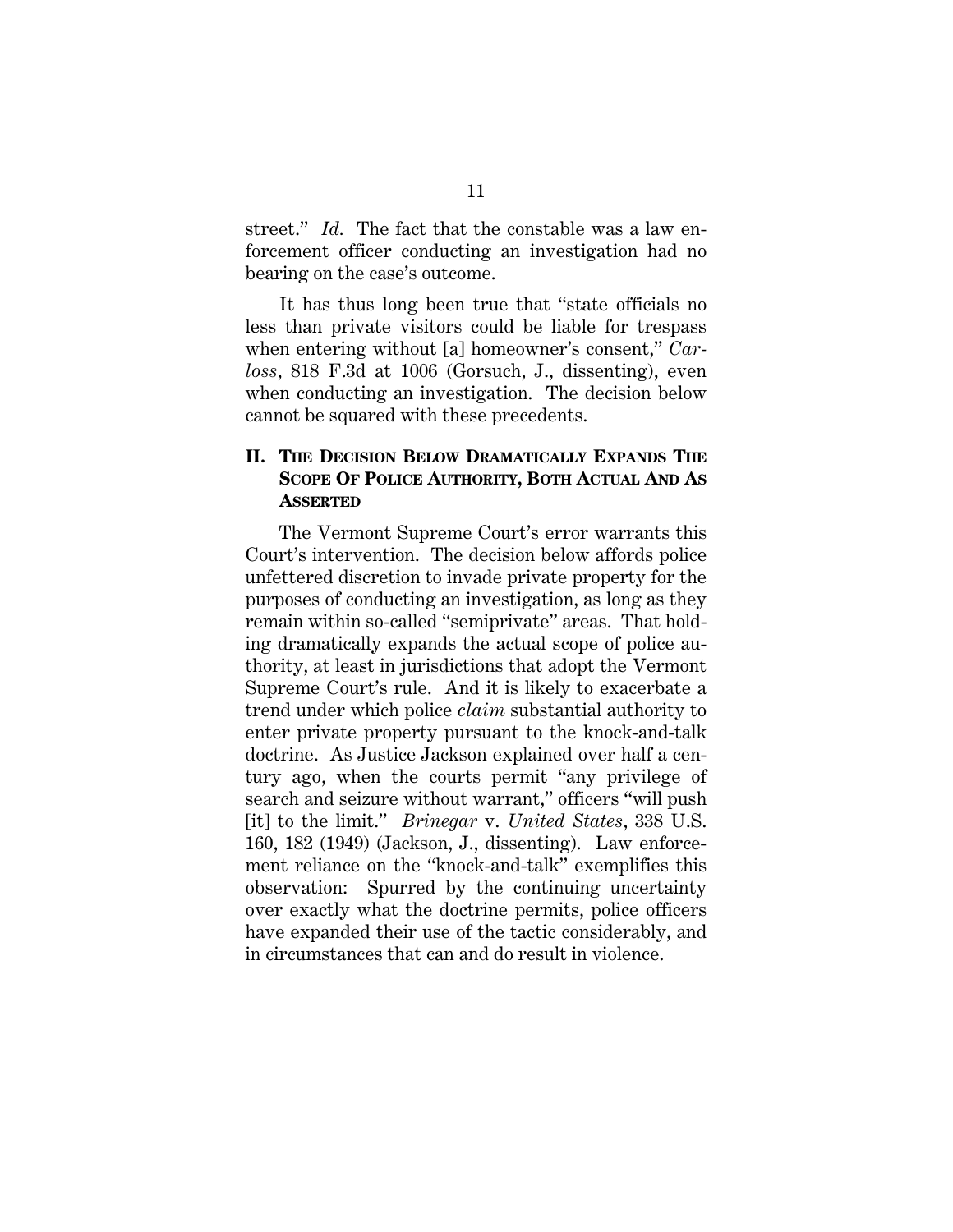street." *Id.* The fact that the constable was a law enforcement officer conducting an investigation had no bearing on the case's outcome.

It has thus long been true that "state officials no less than private visitors could be liable for trespass when entering without [a] homeowner's consent," *Carloss*, 818 F.3d at 1006 (Gorsuch, J., dissenting), even when conducting an investigation. The decision below cannot be squared with these precedents.

## II. The Decision Below Dramatically Expands The Scope Of Police Authority, Both Actual And As Asserted

The Vermont Supreme Court's error warrants this Court's intervention. The decision below affords police unfettered discretion to invade private property for the purposes of conducting an investigation, as long as they remain within so-called "semiprivate" areas. That holding dramatically expands the actual scope of police authority, at least in jurisdictions that adopt the Vermont Supreme Court's rule. And it is likely to exacerbate a trend under which police *claim* substantial authority to enter private property pursuant to the knock-and-talk doctrine. As Justice Jackson explained over half a century ago, when the courts permit "any privilege of search and seizure without warrant," officers "will push [it] to the limit." *Brinegar* v. *United States*, 338 U.S. 160, 182 (1949) (Jackson, J., dissenting). Law enforcement reliance on the "knock-and-talk" exemplifies this observation: Spurred by the continuing uncertainty over exactly what the doctrine permits, police officers have expanded their use of the tactic considerably, and in circumstances that can and do result in violence.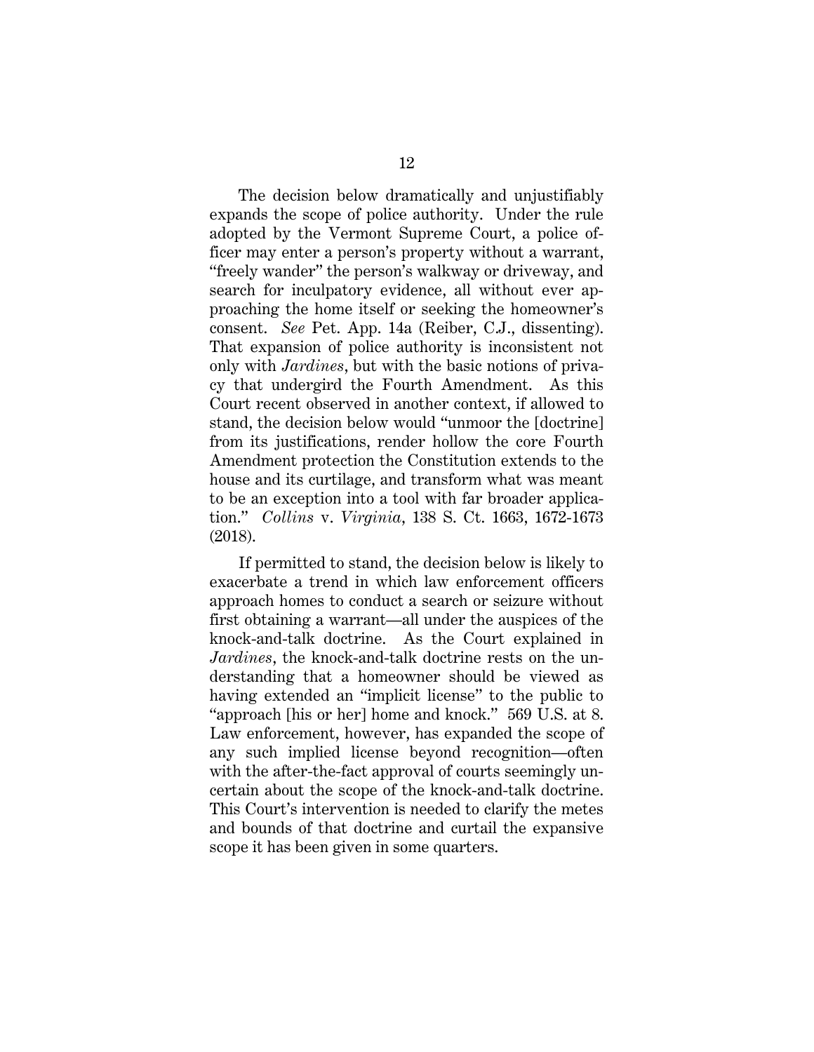The decision below dramatically and unjustifiably expands the scope of police authority. Under the rule adopted by the Vermont Supreme Court, a police officer may enter a person's property without a warrant, "freely wander" the person's walkway or driveway, and search for inculpatory evidence, all without ever approaching the home itself or seeking the homeowner's consent. *See* Pet. App. 14a (Reiber, C.J., dissenting). That expansion of police authority is inconsistent not only with *Jardines*, but with the basic notions of privacy that undergird the Fourth Amendment. As this Court recent observed in another context, if allowed to stand, the decision below would "unmoor the [doctrine] from its justifications, render hollow the core Fourth Amendment protection the Constitution extends to the house and its curtilage, and transform what was meant to be an exception into a tool with far broader application." *Collins* v. *Virginia*, 138 S. Ct. 1663, 1672-1673 (2018).

If permitted to stand, the decision below is likely to exacerbate a trend in which law enforcement officers approach homes to conduct a search or seizure without first obtaining a warrant—all under the auspices of the knock-and-talk doctrine. As the Court explained in *Jardines*, the knock-and-talk doctrine rests on the understanding that a homeowner should be viewed as having extended an "implicit license" to the public to "approach [his or her] home and knock." 569 U.S. at 8. Law enforcement, however, has expanded the scope of any such implied license beyond recognition—often with the after-the-fact approval of courts seemingly uncertain about the scope of the knock-and-talk doctrine. This Court's intervention is needed to clarify the metes and bounds of that doctrine and curtail the expansive scope it has been given in some quarters.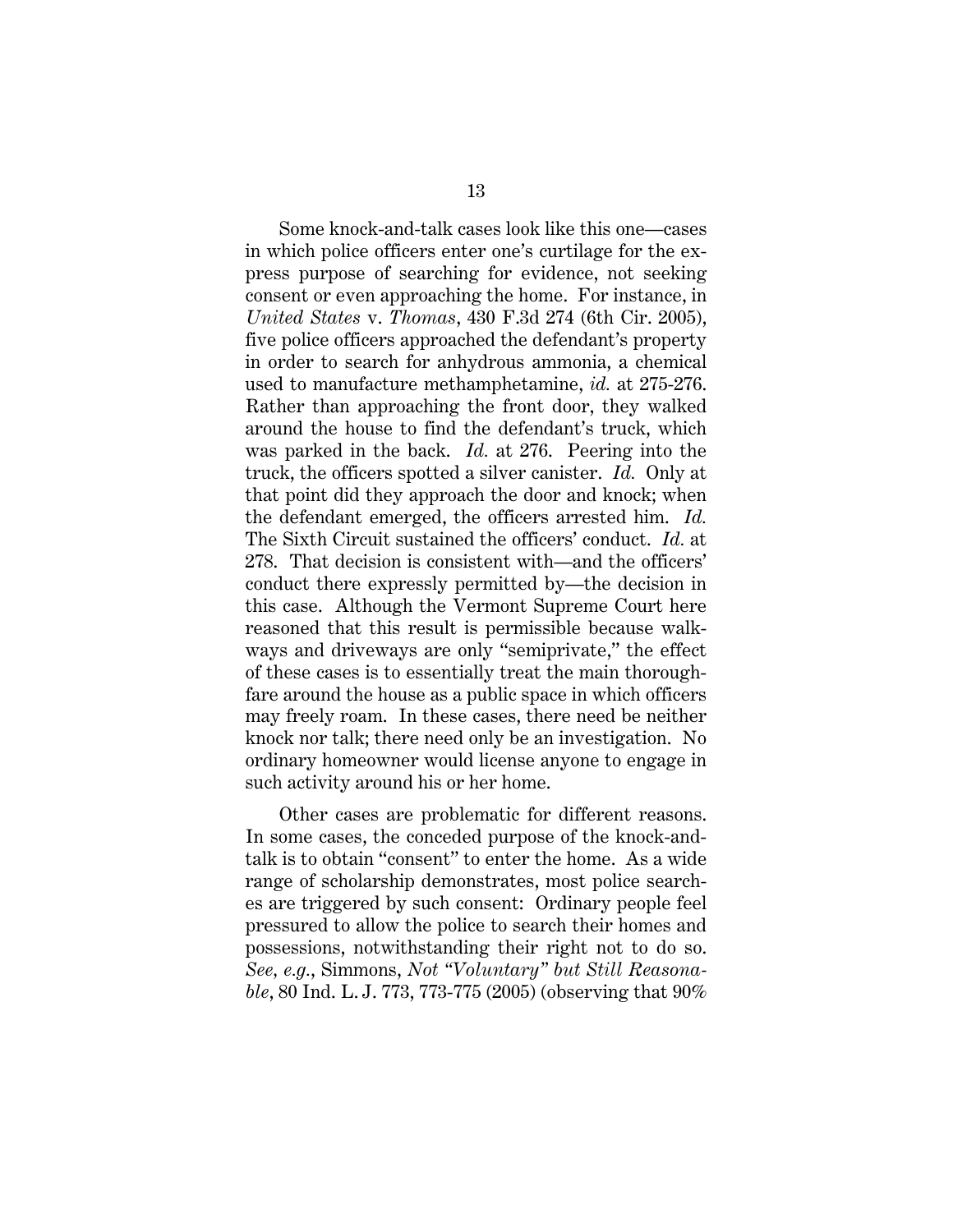Some knock-and-talk cases look like this one—cases in which police officers enter one's curtilage for the express purpose of searching for evidence, not seeking consent or even approaching the home. For instance, in *United States* v. *Thomas*, 430 F.3d 274 (6th Cir. 2005), five police officers approached the defendant's property in order to search for anhydrous ammonia, a chemical used to manufacture methamphetamine, *id.* at 275-276. Rather than approaching the front door, they walked around the house to find the defendant's truck, which was parked in the back. *Id.* at 276. Peering into the truck, the officers spotted a silver canister. *Id.* Only at that point did they approach the door and knock; when the defendant emerged, the officers arrested him. *Id.* The Sixth Circuit sustained the officers' conduct. *Id.* at 278. That decision is consistent with—and the officers' conduct there expressly permitted by—the decision in this case. Although the Vermont Supreme Court here reasoned that this result is permissible because walkways and driveways are only "semiprivate," the effect of these cases is to essentially treat the main thoroughfare around the house as a public space in which officers may freely roam. In these cases, there need be neither knock nor talk; there need only be an investigation. No ordinary homeowner would license anyone to engage in such activity around his or her home.

Other cases are problematic for different reasons. In some cases, the conceded purpose of the knock-and-talk is to obtain "consent" to enter the home. As a wide range of scholarship demonstrates, most police searches are triggered by such consent: Ordinary people feel pressured to allow the police to search their homes and possessions, notwithstanding their right not to do so. *See, e.g.*, Simmons, *Not "Voluntary" but Still Reasonable*, 80 Ind. L. J. 773, 773-775 (2005) (observing that 90%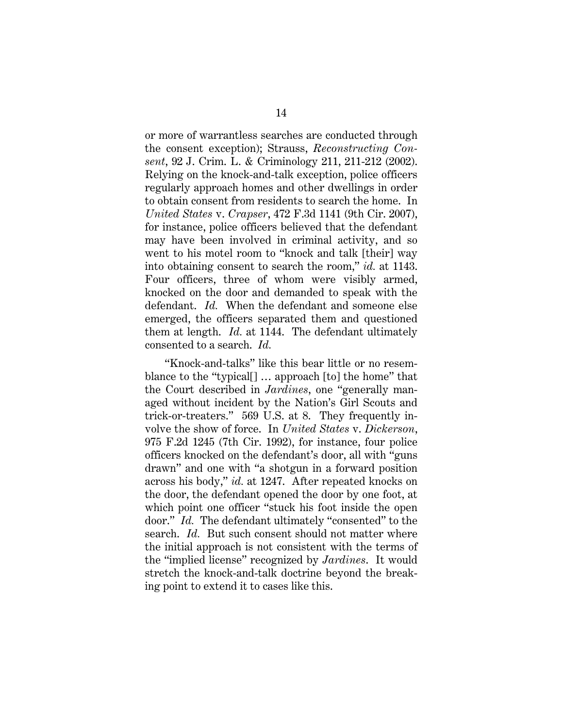or more of warrantless searches are conducted through the consent exception); Strauss, *Reconstructing Consent*, 92 J. Crim. L. & Criminology 211, 211-212 (2002). Relying on the knock-and-talk exception, police officers regularly approach homes and other dwellings in order to obtain consent from residents to search the home. In *United States* v. *Crapser*, 472 F.3d 1141 (9th Cir. 2007), for instance, police officers believed that the defendant may have been involved in criminal activity, and so went to his motel room to "knock and talk [their] way into obtaining consent to search the room," *id.* at 1143. Four officers, three of whom were visibly armed, knocked on the door and demanded to speak with the defendant. *Id.* When the defendant and someone else emerged, the officers separated them and questioned them at length. *Id.* at 1144. The defendant ultimately consented to a search. *Id.*

"Knock-and-talks" like this bear little or no resemblance to the "typical[] … approach [to] the home" that the Court described in *Jardines*, one "generally managed without incident by the Nation's Girl Scouts and trick-or-treaters." 569 U.S. at 8. They frequently involve the show of force. In *United States* v. *Dickerson*, 975 F.2d 1245 (7th Cir. 1992), for instance, four police officers knocked on the defendant's door, all with "guns drawn" and one with "a shotgun in a forward position across his body," *id.* at 1247. After repeated knocks on the door, the defendant opened the door by one foot, at which point one officer "stuck his foot inside the open door." *Id.* The defendant ultimately "consented" to the search. *Id.* But such consent should not matter where the initial approach is not consistent with the terms of the "implied license" recognized by *Jardines*. It would stretch the knock-and-talk doctrine beyond the breaking point to extend it to cases like this.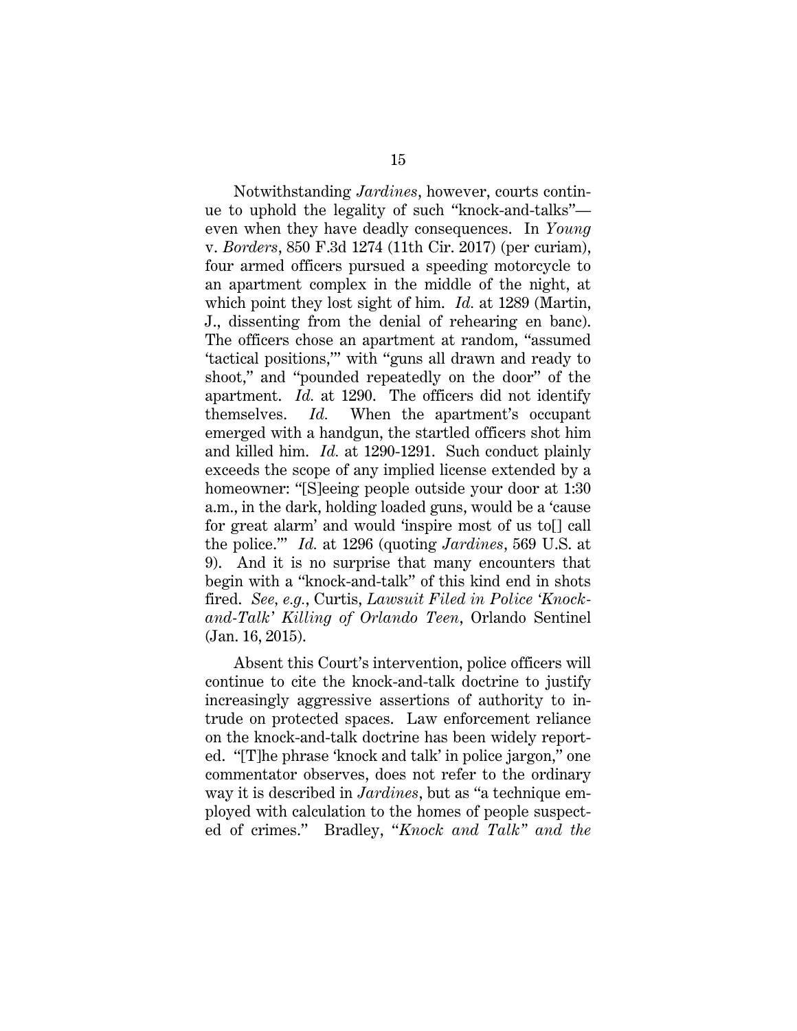Notwithstanding *Jardines*, however, courts continue to uphold the legality of such "knock-and-talks"—even when they have deadly consequences. In *Young* v. *Borders*, 850 F.3d 1274 (11th Cir. 2017) (per curiam), four armed officers pursued a speeding motorcycle to an apartment complex in the middle of the night, at which point they lost sight of him. *Id.* at 1289 (Martin, J., dissenting from the denial of rehearing en banc). The officers chose an apartment at random, "assumed 'tactical positions,'" with "guns all drawn and ready to shoot," and "pounded repeatedly on the door" of the apartment. *Id.* at 1290. The officers did not identify themselves. *Id.* When the apartment's occupant emerged with a handgun, the startled officers shot him and killed him. *Id.* at 1290-1291. Such conduct plainly exceeds the scope of any implied license extended by a homeowner: "[S]eeing people outside your door at 1:30 a.m., in the dark, holding loaded guns, would be a 'cause for great alarm' and would 'inspire most of us to[] call the police.'" *Id.* at 1296 (quoting *Jardines*, 569 U.S. at 9). And it is no surprise that many encounters that begin with a "knock-and-talk" of this kind end in shots fired. *See, e.g.*, Curtis, *Lawsuit Filed in Police 'Knock-and-Talk' Killing of Orlando Teen*, Orlando Sentinel (Jan. 16, 2015).

Absent this Court's intervention, police officers will continue to cite the knock-and-talk doctrine to justify increasingly aggressive assertions of authority to intrude on protected spaces. Law enforcement reliance on the knock-and-talk doctrine has been widely reported. "[T]he phrase 'knock and talk' in police jargon," one commentator observes, does not refer to the ordinary way it is described in *Jardines*, but as "a technique employed with calculation to the homes of people suspected of crimes." Bradley, *"Knock and Talk" and the*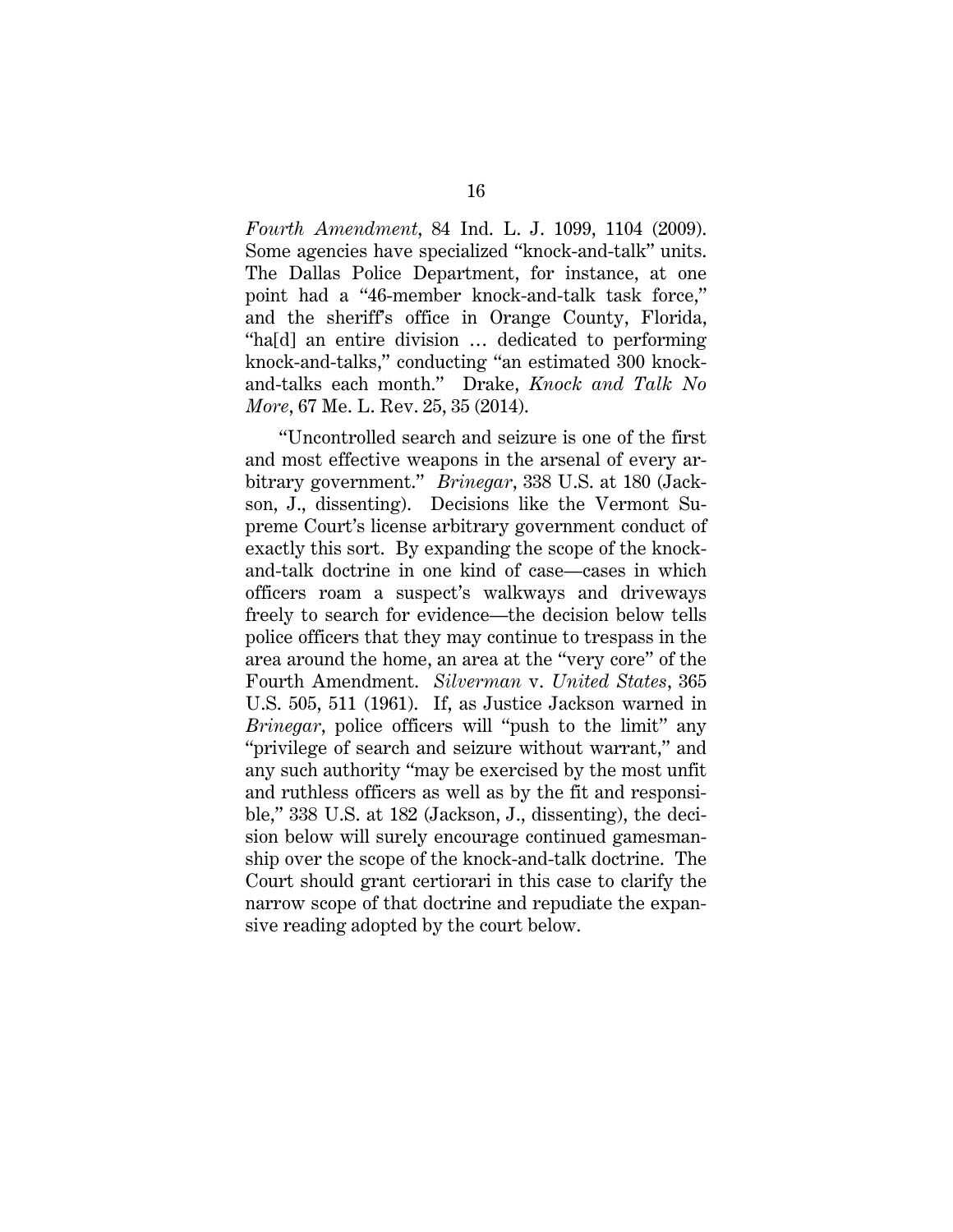*Fourth Amendment*, 84 Ind. L. J. 1099, 1104 (2009). Some agencies have specialized "knock-and-talk" units. The Dallas Police Department, for instance, at one point had a "46-member knock-and-talk task force," and the sheriff's office in Orange County, Florida, "ha[d] an entire division … dedicated to performing knock-and-talks," conducting "an estimated 300 knock-and-talks each month." Drake, *Knock and Talk No More*, 67 Me. L. Rev. 25, 35 (2014).

"Uncontrolled search and seizure is one of the first and most effective weapons in the arsenal of every arbitrary government." *Brinegar*, 338 U.S. at 180 (Jackson, J., dissenting). Decisions like the Vermont Supreme Court's license arbitrary government conduct of exactly this sort. By expanding the scope of the knock-and-talk doctrine in one kind of case—cases in which officers roam a suspect's walkways and driveways freely to search for evidence—the decision below tells police officers that they may continue to trespass in the area around the home, an area at the "very core" of the Fourth Amendment. *Silverman* v. *United States*, 365 U.S. 505, 511 (1961). If, as Justice Jackson warned in *Brinegar*, police officers will "push to the limit" any "privilege of search and seizure without warrant," and any such authority "may be exercised by the most unfit and ruthless officers as well as by the fit and responsible," 338 U.S. at 182 (Jackson, J., dissenting), the decision below will surely encourage continued gamesmanship over the scope of the knock-and-talk doctrine. The Court should grant certiorari in this case to clarify the narrow scope of that doctrine and repudiate the expansive reading adopted by the court below.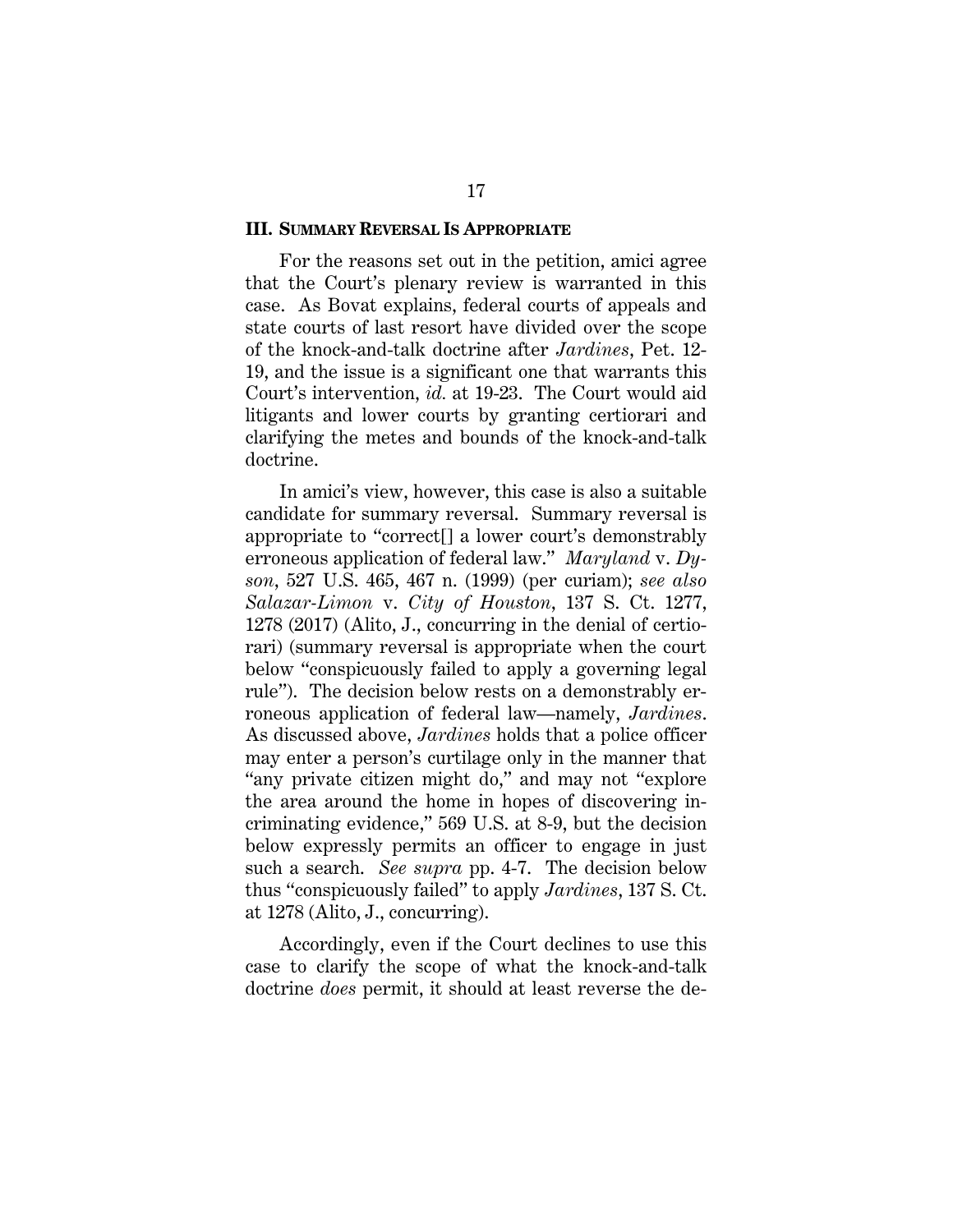### III. Summary Reversal Is Appropriate

For the reasons set out in the petition, amici agree that the Court's plenary review is warranted in this case. As Bovat explains, federal courts of appeals and state courts of last resort have divided over the scope of the knock-and-talk doctrine after *Jardines*, Pet. 12-19, and the issue is a significant one that warrants this Court's intervention, *id.* at 19-23. The Court would aid litigants and lower courts by granting certiorari and clarifying the metes and bounds of the knock-and-talk doctrine.

In amici's view, however, this case is also a suitable candidate for summary reversal. Summary reversal is appropriate to "correct[] a lower court's demonstrably erroneous application of federal law." *Maryland* v. *Dyson*, 527 U.S. 465, 467 n. (1999) (per curiam); *see also Salazar-Limon* v. *City of Houston*, 137 S. Ct. 1277, 1278 (2017) (Alito, J., concurring in the denial of certiorari) (summary reversal is appropriate when the court below "conspicuously failed to apply a governing legal rule"). The decision below rests on a demonstrably erroneous application of federal law—namely, *Jardines*. As discussed above, *Jardines* holds that a police officer may enter a person's curtilage only in the manner that "any private citizen might do," and may not "explore the area around the home in hopes of discovering incriminating evidence," 569 U.S. at 8-9, but the decision below expressly permits an officer to engage in just such a search. *See supra* pp. 4-7. The decision below thus "conspicuously failed" to apply *Jardines*, 137 S. Ct. at 1278 (Alito, J., concurring).

Accordingly, even if the Court declines to use this case to clarify the scope of what the knock-and-talk doctrine *does* permit, it should at least reverse the de-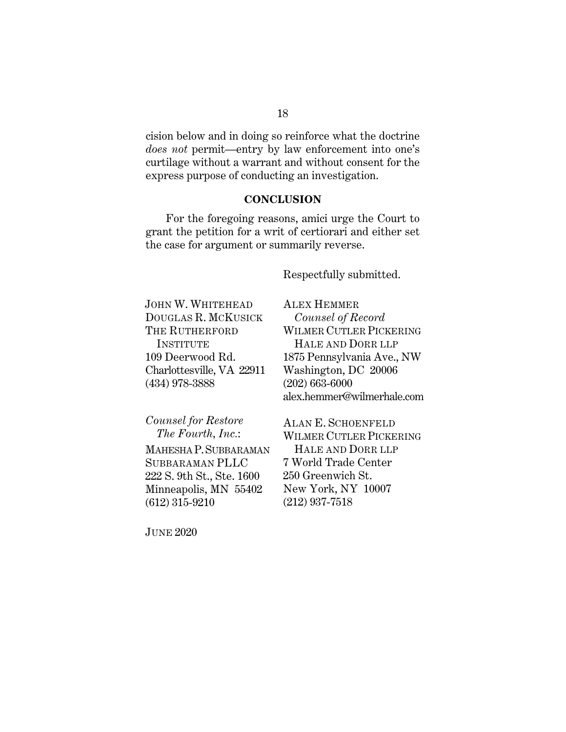cision below and in doing so reinforce what the doctrine *does not* permit—entry by law enforcement into one's curtilage without a warrant and without consent for the express purpose of conducting an investigation.

## CONCLUSION

For the foregoing reasons, amici urge the Court to grant the petition for a writ of certiorari and either set the case for argument or summarily reverse.

Respectfully submitted.

JOHN W. WHITEHEAD
DOUGLAS R. MCKUSICK
THE RUTHERFORD INSTITUTE
109 Deerwood Rd.
Charlottesville, VA 22911
(434) 978-3888

*Counsel for Restore The Fourth, Inc.*:
MAHESHA P. SUBBARAMAN
SUBBARAMAN PLLC
222 S. 9th St., Ste. 1600
Minneapolis, MN 55402
(612) 315-9210

ALEX HEMMER
*Counsel of Record*
WILMER CUTLER PICKERING HALE AND DORR LLP
1875 Pennsylvania Ave., NW
Washington, DC 20006
(202) 663-6000
alex.hemmer@wilmerhale.com

ALAN E. SCHOENFELD
WILMER CUTLER PICKERING HALE AND DORR LLP
7 World Trade Center
250 Greenwich St.
New York, NY 10007
(212) 937-7518

JUNE 2020